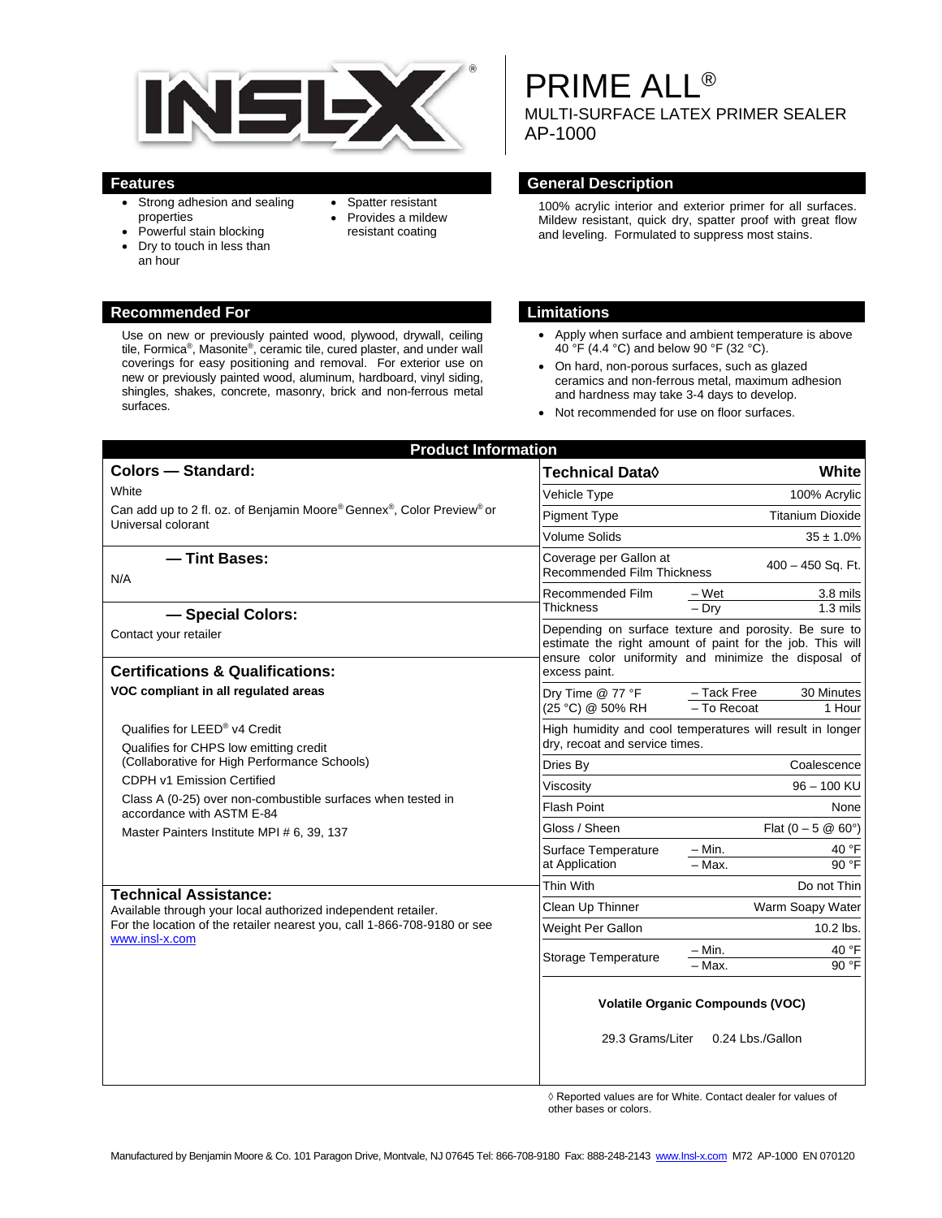# PRIME ALL®

MULTI-SURFACE LATEX PRIMER SEALER
AP-1000

## Features

- Strong adhesion and sealing properties
- Powerful stain blocking
- Dry to touch in less than an hour
- Spatter resistant
- Provides a mildew resistant coating

## General Description

100% acrylic interior and exterior primer for all surfaces. Mildew resistant, quick dry, spatter proof with great flow and leveling. Formulated to suppress most stains.

## Recommended For

Use on new or previously painted wood, plywood, drywall, ceiling tile, Formica®, Masonite®, ceramic tile, cured plaster, and under wall coverings for easy positioning and removal. For exterior use on new or previously painted wood, aluminum, hardboard, vinyl siding, shingles, shakes, concrete, masonry, brick and non-ferrous metal surfaces.

## Limitations

- Apply when surface and ambient temperature is above 40 °F (4.4 °C) and below 90 °F (32 °C).
- On hard, non-porous surfaces, such as glazed ceramics and non-ferrous metal, maximum adhesion and hardness may take 3-4 days to develop.
- Not recommended for use on floor surfaces.

## Product Information

### Colors — Standard:

White

Can add up to 2 fl. oz. of Benjamin Moore® Gennex®, Color Preview® or Universal colorant

### — Tint Bases:

N/A

### — Special Colors:

Contact your retailer

### Certifications & Qualifications:

**VOC compliant in all regulated areas**

Qualifies for LEED® v4 Credit

Qualifies for CHPS low emitting credit (Collaborative for High Performance Schools)

CDPH v1 Emission Certified

Class A (0-25) over non-combustible surfaces when tested in accordance with ASTM E-84

Master Painters Institute MPI # 6, 39, 137

### Technical Assistance:

Available through your local authorized independent retailer. For the location of the retailer nearest you, call 1-866-708-9180 or see www.insl-x.com

| Technical Data◊ | | White |
|---|---|---|
| Vehicle Type | | 100% Acrylic |
| Pigment Type | | Titanium Dioxide |
| Volume Solids | | 35 ± 1.0% |
| Coverage per Gallon at Recommended Film Thickness | | 400 – 450 Sq. Ft. |
| Recommended Film Thickness | – Wet | 3.8 mils |
| | – Dry | 1.3 mils |
| Depending on surface texture and porosity. Be sure to estimate the right amount of paint for the job. This will ensure color uniformity and minimize the disposal of excess paint. | | |
| Dry Time @ 77 °F (25 °C) @ 50% RH | – Tack Free | 30 Minutes |
| | – To Recoat | 1 Hour |
| High humidity and cool temperatures will result in longer dry, recoat and service times. | | |
| Dries By | | Coalescence |
| Viscosity | | 96 – 100 KU |
| Flash Point | | None |
| Gloss / Sheen | | Flat (0 – 5 @ 60°) |
| Surface Temperature at Application | – Min. | 40 °F |
| | – Max. | 90 °F |
| Thin With | | Do not Thin |
| Clean Up Thinner | | Warm Soapy Water |
| Weight Per Gallon | | 10.2 lbs. |
| Storage Temperature | – Min. | 40 °F |
| | – Max. | 90 °F |

**Volatile Organic Compounds (VOC)**

29.3 Grams/Liter    0.24 Lbs./Gallon

◊ Reported values are for White. Contact dealer for values of other bases or colors.

Manufactured by Benjamin Moore & Co. 101 Paragon Drive, Montvale, NJ 07645 Tel: 866-708-9180 Fax: 888-248-2143 www.insl-x.com M72 AP-1000 EN 070120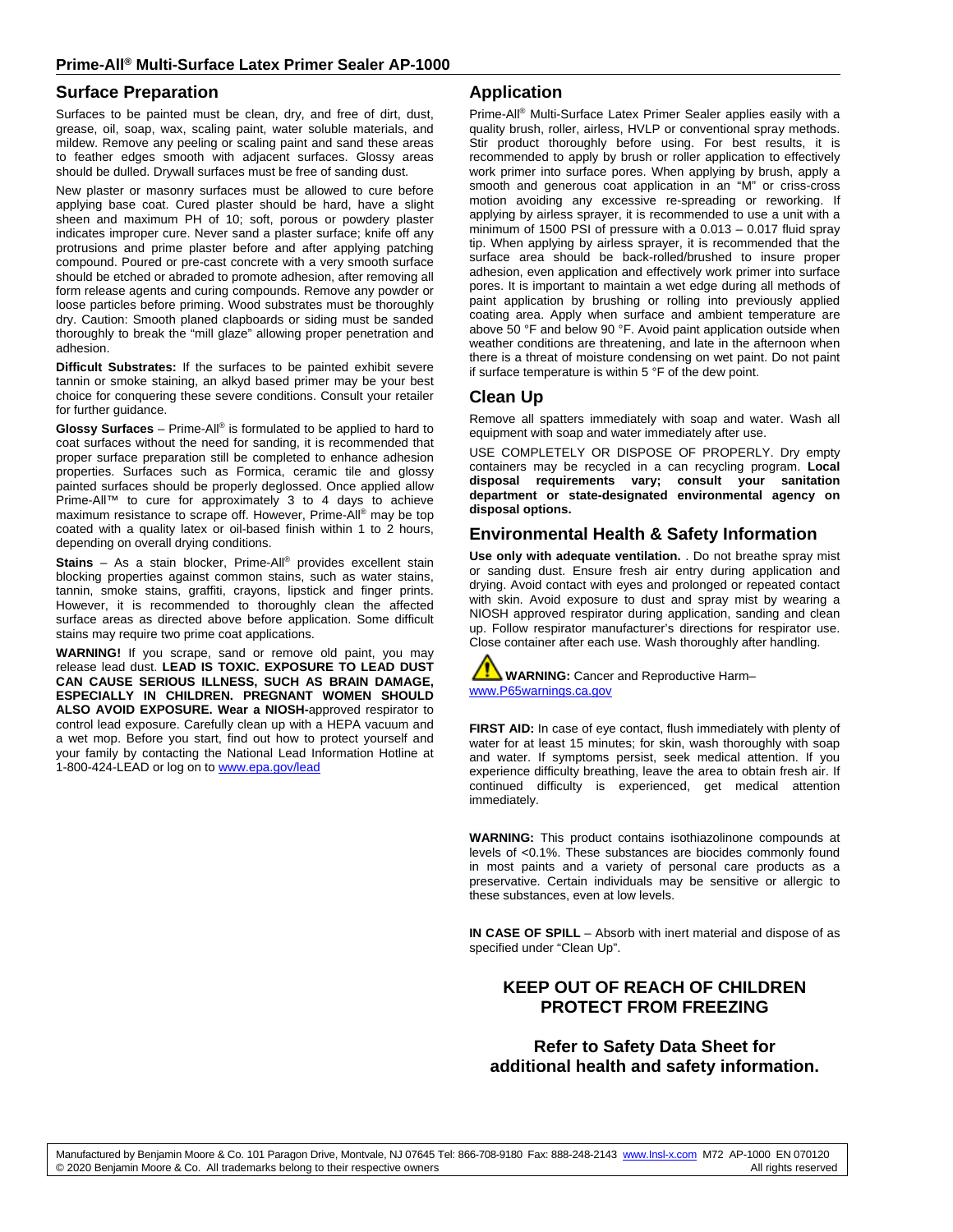# Prime-All® Multi-Surface Latex Primer Sealer AP-1000

## Surface Preparation

Surfaces to be painted must be clean, dry, and free of dirt, dust, grease, oil, soap, wax, scaling paint, water soluble materials, and mildew. Remove any peeling or scaling paint and sand these areas to feather edges smooth with adjacent surfaces. Glossy areas should be dulled. Drywall surfaces must be free of sanding dust.

New plaster or masonry surfaces must be allowed to cure before applying base coat. Cured plaster should be hard, have a slight sheen and maximum PH of 10; soft, porous or powdery plaster indicates improper cure. Never sand a plaster surface; knife off any protrusions and prime plaster before and after applying patching compound. Poured or pre-cast concrete with a very smooth surface should be etched or abraded to promote adhesion, after removing all form release agents and curing compounds. Remove any powder or loose particles before priming. Wood substrates must be thoroughly dry. Caution: Smooth planed clapboards or siding must be sanded thoroughly to break the "mill glaze" allowing proper penetration and adhesion.

**Difficult Substrates:** If the surfaces to be painted exhibit severe tannin or smoke staining, an alkyd based primer may be your best choice for conquering these severe conditions. Consult your retailer for further guidance.

**Glossy Surfaces** – Prime-All® is formulated to be applied to hard to coat surfaces without the need for sanding, it is recommended that proper surface preparation still be completed to enhance adhesion properties. Surfaces such as Formica, ceramic tile and glossy painted surfaces should be properly deglossed. Once applied allow Prime-All™ to cure for approximately 3 to 4 days to achieve maximum resistance to scrape off. However, Prime-All® may be top coated with a quality latex or oil-based finish within 1 to 2 hours, depending on overall drying conditions.

**Stains** – As a stain blocker, Prime-All® provides excellent stain blocking properties against common stains, such as water stains, tannin, smoke stains, graffiti, crayons, lipstick and finger prints. However, it is recommended to thoroughly clean the affected surface areas as directed above before application. Some difficult stains may require two prime coat applications.

**WARNING!** If you scrape, sand or remove old paint, you may release lead dust. **LEAD IS TOXIC. EXPOSURE TO LEAD DUST CAN CAUSE SERIOUS ILLNESS, SUCH AS BRAIN DAMAGE, ESPECIALLY IN CHILDREN. PREGNANT WOMEN SHOULD ALSO AVOID EXPOSURE. Wear a NIOSH-**approved respirator to control lead exposure. Carefully clean up with a HEPA vacuum and a wet mop. Before you start, find out how to protect yourself and your family by contacting the National Lead Information Hotline at 1-800-424-LEAD or log on to www.epa.gov/lead

## Application

Prime-All® Multi-Surface Latex Primer Sealer applies easily with a quality brush, roller, airless, HVLP or conventional spray methods. Stir product thoroughly before using. For best results, it is recommended to apply by brush or roller application to effectively work primer into surface pores. When applying by brush, apply a smooth and generous coat application in an "M" or criss-cross motion avoiding any excessive re-spreading or reworking. If applying by airless sprayer, it is recommended to use a unit with a minimum of 1500 PSI of pressure with a 0.013 – 0.017 fluid spray tip. When applying by airless sprayer, it is recommended that the surface area should be back-rolled/brushed to insure proper adhesion, even application and effectively work primer into surface pores. It is important to maintain a wet edge during all methods of paint application by brushing or rolling into previously applied coating area. Apply when surface and ambient temperature are above 50 °F and below 90 °F. Avoid paint application outside when weather conditions are threatening, and late in the afternoon when there is a threat of moisture condensing on wet paint. Do not paint if surface temperature is within 5 °F of the dew point.

## Clean Up

Remove all spatters immediately with soap and water. Wash all equipment with soap and water immediately after use.

USE COMPLETELY OR DISPOSE OF PROPERLY. Dry empty containers may be recycled in a can recycling program. **Local disposal requirements vary; consult your sanitation department or state-designated environmental agency on disposal options.**

## Environmental Health & Safety Information

**Use only with adequate ventilation.** . Do not breathe spray mist or sanding dust. Ensure fresh air entry during application and drying. Avoid contact with eyes and prolonged or repeated contact with skin. Avoid exposure to dust and spray mist by wearing a NIOSH approved respirator during application, sanding and clean up. Follow respirator manufacturer's directions for respirator use. Close container after each use. Wash thoroughly after handling.

⚠ **WARNING:** Cancer and Reproductive Harm– www.P65warnings.ca.gov

**FIRST AID:** In case of eye contact, flush immediately with plenty of water for at least 15 minutes; for skin, wash thoroughly with soap and water. If symptoms persist, seek medical attention. If you experience difficulty breathing, leave the area to obtain fresh air. If continued difficulty is experienced, get medical attention immediately.

**WARNING:** This product contains isothiazolinone compounds at levels of <0.1%. These substances are biocides commonly found in most paints and a variety of personal care products as a preservative. Certain individuals may be sensitive or allergic to these substances, even at low levels.

**IN CASE OF SPILL** – Absorb with inert material and dispose of as specified under "Clean Up".

**KEEP OUT OF REACH OF CHILDREN**
**PROTECT FROM FREEZING**

**Refer to Safety Data Sheet for additional health and safety information.**

Manufactured by Benjamin Moore & Co. 101 Paragon Drive, Montvale, NJ 07645 Tel: 866-708-9180 Fax: 888-248-2143 www.Insl-x.com M72 AP-1000 EN 070120
© 2020 Benjamin Moore & Co. All trademarks belong to their respective owners All rights reserved